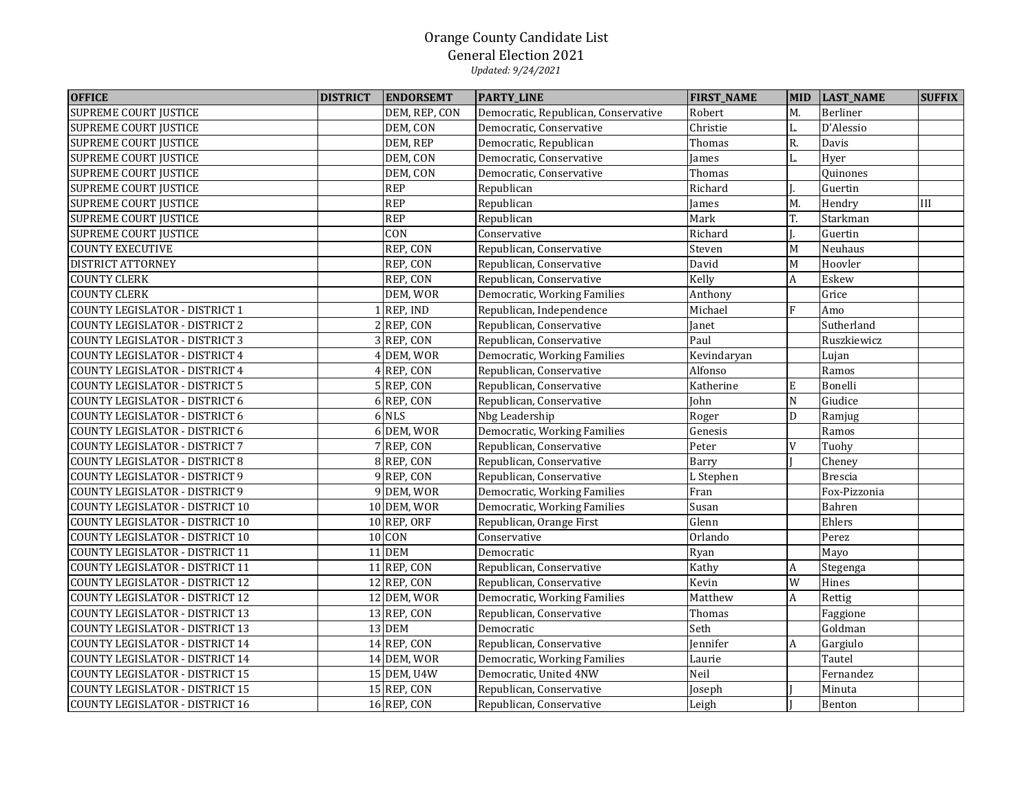# Orange County Candidate List

## General Election 2021

*Updated: 9/24/2021*

| OFFICE | DISTRICT | ENDORSEMT | PARTY_LINE | FIRST_NAME | MID | LAST_NAME | SUFFIX |
|---|---|---|---|---|---|---|---|
| SUPREME COURT JUSTICE | | DEM, REP, CON | Democratic, Republican, Conservative | Robert | M. | Berliner | |
| SUPREME COURT JUSTICE | | DEM, CON | Democratic, Conservative | Christie | L. | D'Alessio | |
| SUPREME COURT JUSTICE | | DEM, REP | Democratic, Republican | Thomas | R. | Davis | |
| SUPREME COURT JUSTICE | | DEM, CON | Democratic, Conservative | James | L. | Hyer | |
| SUPREME COURT JUSTICE | | DEM, CON | Democratic, Conservative | Thomas | | Quinones | |
| SUPREME COURT JUSTICE | | REP | Republican | Richard | J. | Guertin | |
| SUPREME COURT JUSTICE | | REP | Republican | James | M. | Hendry | III |
| SUPREME COURT JUSTICE | | REP | Republican | Mark | T. | Starkman | |
| SUPREME COURT JUSTICE | | CON | Conservative | Richard | J. | Guertin | |
| COUNTY EXECUTIVE | | REP, CON | Republican, Conservative | Steven | M | Neuhaus | |
| DISTRICT ATTORNEY | | REP, CON | Republican, Conservative | David | M | Hoovler | |
| COUNTY CLERK | | REP, CON | Republican, Conservative | Kelly | A | Eskew | |
| COUNTY CLERK | | DEM, WOR | Democratic, Working Families | Anthony | | Grice | |
| COUNTY LEGISLATOR - DISTRICT 1 | 1 | REP, IND | Republican, Independence | Michael | F | Amo | |
| COUNTY LEGISLATOR - DISTRICT 2 | 2 | REP, CON | Republican, Conservative | Janet | | Sutherland | |
| COUNTY LEGISLATOR - DISTRICT 3 | 3 | REP, CON | Republican, Conservative | Paul | | Ruszkiewicz | |
| COUNTY LEGISLATOR - DISTRICT 4 | 4 | DEM, WOR | Democratic, Working Families | Kevindaryan | | Lujan | |
| COUNTY LEGISLATOR - DISTRICT 4 | 4 | REP, CON | Republican, Conservative | Alfonso | | Ramos | |
| COUNTY LEGISLATOR - DISTRICT 5 | 5 | REP, CON | Republican, Conservative | Katherine | E | Bonelli | |
| COUNTY LEGISLATOR - DISTRICT 6 | 6 | REP, CON | Republican, Conservative | John | N | Giudice | |
| COUNTY LEGISLATOR - DISTRICT 6 | 6 | NLS | Nbg Leadership | Roger | D | Ramjug | |
| COUNTY LEGISLATOR - DISTRICT 6 | 6 | DEM, WOR | Democratic, Working Families | Genesis | | Ramos | |
| COUNTY LEGISLATOR - DISTRICT 7 | 7 | REP, CON | Republican, Conservative | Peter | V | Tuohy | |
| COUNTY LEGISLATOR - DISTRICT 8 | 8 | REP, CON | Republican, Conservative | Barry | J | Cheney | |
| COUNTY LEGISLATOR - DISTRICT 9 | 9 | REP, CON | Republican, Conservative | L Stephen | | Brescia | |
| COUNTY LEGISLATOR - DISTRICT 9 | 9 | DEM, WOR | Democratic, Working Families | Fran | | Fox-Pizzonia | |
| COUNTY LEGISLATOR - DISTRICT 10 | 10 | DEM, WOR | Democratic, Working Families | Susan | | Bahren | |
| COUNTY LEGISLATOR - DISTRICT 10 | 10 | REP, ORF | Republican, Orange First | Glenn | | Ehlers | |
| COUNTY LEGISLATOR - DISTRICT 10 | 10 | CON | Conservative | Orlando | | Perez | |
| COUNTY LEGISLATOR - DISTRICT 11 | 11 | DEM | Democratic | Ryan | | Mayo | |
| COUNTY LEGISLATOR - DISTRICT 11 | 11 | REP, CON | Republican, Conservative | Kathy | A | Stegenga | |
| COUNTY LEGISLATOR - DISTRICT 12 | 12 | REP, CON | Republican, Conservative | Kevin | W | Hines | |
| COUNTY LEGISLATOR - DISTRICT 12 | 12 | DEM, WOR | Democratic, Working Families | Matthew | A | Rettig | |
| COUNTY LEGISLATOR - DISTRICT 13 | 13 | REP, CON | Republican, Conservative | Thomas | | Faggione | |
| COUNTY LEGISLATOR - DISTRICT 13 | 13 | DEM | Democratic | Seth | | Goldman | |
| COUNTY LEGISLATOR - DISTRICT 14 | 14 | REP, CON | Republican, Conservative | Jennifer | A | Gargiulo | |
| COUNTY LEGISLATOR - DISTRICT 14 | 14 | DEM, WOR | Democratic, Working Families | Laurie | | Tautel | |
| COUNTY LEGISLATOR - DISTRICT 15 | 15 | DEM, U4W | Democratic, United 4NW | Neil | | Fernandez | |
| COUNTY LEGISLATOR - DISTRICT 15 | 15 | REP, CON | Republican, Conservative | Joseph | J | Minuta | |
| COUNTY LEGISLATOR - DISTRICT 16 | 16 | REP, CON | Republican, Conservative | Leigh | J | Benton | |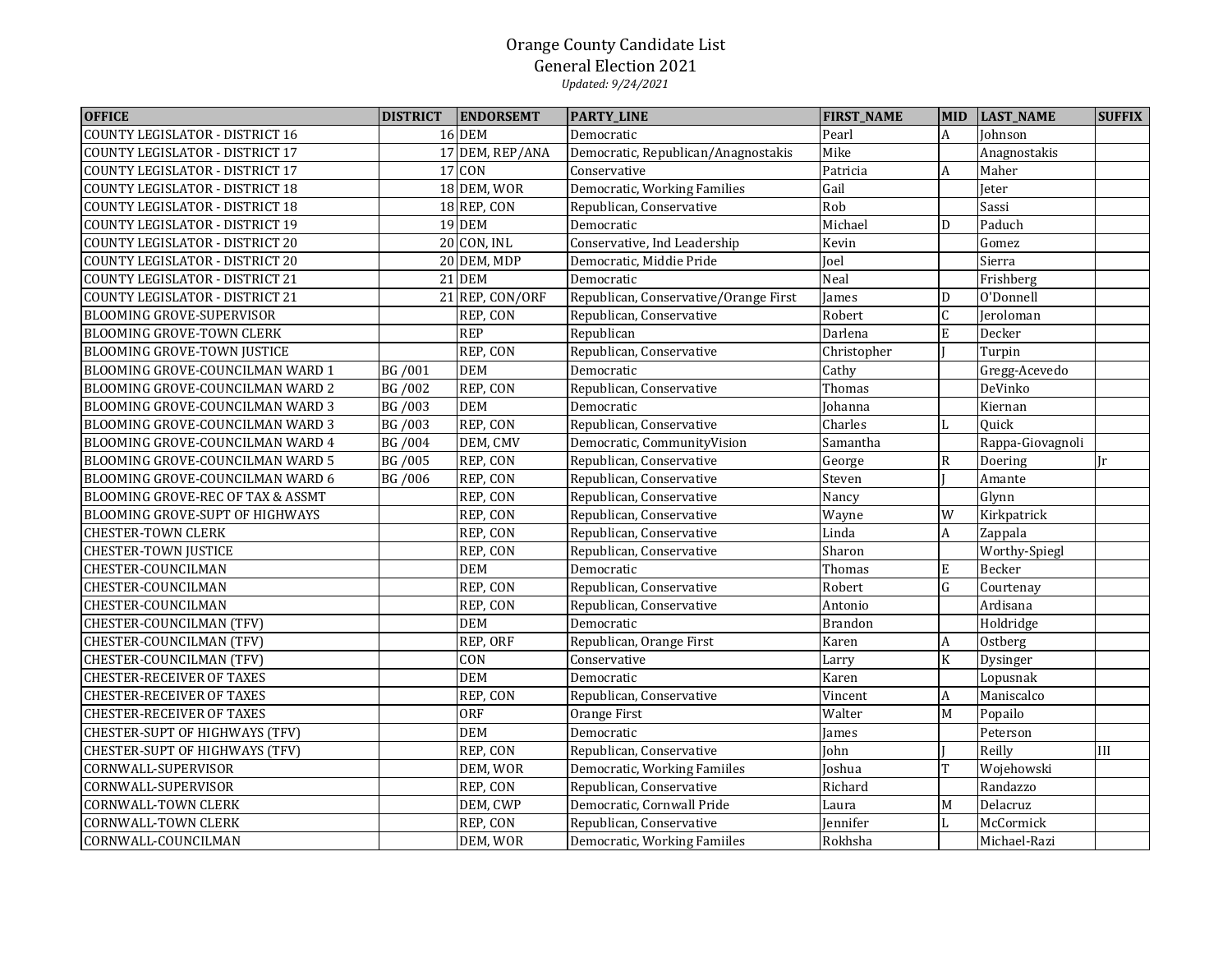# Orange County Candidate List
## General Election 2021
*Updated: 9/24/2021*

| OFFICE | DISTRICT | ENDORSEMT | PARTY_LINE | FIRST_NAME | MID | LAST_NAME | SUFFIX |
|---|---|---|---|---|---|---|---|
| COUNTY LEGISLATOR - DISTRICT 16 | 16 | DEM | Democratic | Pearl | A | Johnson | |
| COUNTY LEGISLATOR - DISTRICT 17 | 17 | DEM, REP/ANA | Democratic, Republican/Anagnostakis | Mike | | Anagnostakis | |
| COUNTY LEGISLATOR - DISTRICT 17 | 17 | CON | Conservative | Patricia | A | Maher | |
| COUNTY LEGISLATOR - DISTRICT 18 | 18 | DEM, WOR | Democratic, Working Families | Gail | | Jeter | |
| COUNTY LEGISLATOR - DISTRICT 18 | 18 | REP, CON | Republican, Conservative | Rob | | Sassi | |
| COUNTY LEGISLATOR - DISTRICT 19 | 19 | DEM | Democratic | Michael | D | Paduch | |
| COUNTY LEGISLATOR - DISTRICT 20 | 20 | CON, INL | Conservative, Ind Leadership | Kevin | | Gomez | |
| COUNTY LEGISLATOR - DISTRICT 20 | 20 | DEM, MDP | Democratic, Middie Pride | Joel | | Sierra | |
| COUNTY LEGISLATOR - DISTRICT 21 | 21 | DEM | Democratic | Neal | | Frishberg | |
| COUNTY LEGISLATOR - DISTRICT 21 | 21 | REP, CON/ORF | Republican, Conservative/Orange First | James | D | O'Donnell | |
| BLOOMING GROVE-SUPERVISOR | | REP, CON | Republican, Conservative | Robert | C | Jeroloman | |
| BLOOMING GROVE-TOWN CLERK | | REP | Republican | Darlena | E | Decker | |
| BLOOMING GROVE-TOWN JUSTICE | | REP, CON | Republican, Conservative | Christopher | J | Turpin | |
| BLOOMING GROVE-COUNCILMAN WARD 1 | BG /001 | DEM | Democratic | Cathy | | Gregg-Acevedo | |
| BLOOMING GROVE-COUNCILMAN WARD 2 | BG /002 | REP, CON | Republican, Conservative | Thomas | | DeVinko | |
| BLOOMING GROVE-COUNCILMAN WARD 3 | BG /003 | DEM | Democratic | Johanna | | Kiernan | |
| BLOOMING GROVE-COUNCILMAN WARD 3 | BG /003 | REP, CON | Republican, Conservative | Charles | L | Quick | |
| BLOOMING GROVE-COUNCILMAN WARD 4 | BG /004 | DEM, CMV | Democratic, CommunityVision | Samantha | | Rappa-Giovagnoli | |
| BLOOMING GROVE-COUNCILMAN WARD 5 | BG /005 | REP, CON | Republican, Conservative | George | R | Doering | Jr |
| BLOOMING GROVE-COUNCILMAN WARD 6 | BG /006 | REP, CON | Republican, Conservative | Steven | J | Amante | |
| BLOOMING GROVE-REC OF TAX & ASSMT | | REP, CON | Republican, Conservative | Nancy | | Glynn | |
| BLOOMING GROVE-SUPT OF HIGHWAYS | | REP, CON | Republican, Conservative | Wayne | W | Kirkpatrick | |
| CHESTER-TOWN CLERK | | REP, CON | Republican, Conservative | Linda | A | Zappala | |
| CHESTER-TOWN JUSTICE | | REP, CON | Republican, Conservative | Sharon | | Worthy-Spiegl | |
| CHESTER-COUNCILMAN | | DEM | Democratic | Thomas | E | Becker | |
| CHESTER-COUNCILMAN | | REP, CON | Republican, Conservative | Robert | G | Courtenay | |
| CHESTER-COUNCILMAN | | REP, CON | Republican, Conservative | Antonio | | Ardisana | |
| CHESTER-COUNCILMAN (TFV) | | DEM | Democratic | Brandon | | Holdridge | |
| CHESTER-COUNCILMAN (TFV) | | REP, ORF | Republican, Orange First | Karen | A | Ostberg | |
| CHESTER-COUNCILMAN (TFV) | | CON | Conservative | Larry | K | Dysinger | |
| CHESTER-RECEIVER OF TAXES | | DEM | Democratic | Karen | | Lopusnak | |
| CHESTER-RECEIVER OF TAXES | | REP, CON | Republican, Conservative | Vincent | A | Maniscalco | |
| CHESTER-RECEIVER OF TAXES | | ORF | Orange First | Walter | M | Popailo | |
| CHESTER-SUPT OF HIGHWAYS (TFV) | | DEM | Democratic | James | | Peterson | |
| CHESTER-SUPT OF HIGHWAYS (TFV) | | REP, CON | Republican, Conservative | John | J | Reilly | III |
| CORNWALL-SUPERVISOR | | DEM, WOR | Democratic, Working Famiiles | Joshua | T | Wojehowski | |
| CORNWALL-SUPERVISOR | | REP, CON | Republican, Conservative | Richard | | Randazzo | |
| CORNWALL-TOWN CLERK | | DEM, CWP | Democratic, Cornwall Pride | Laura | M | Delacruz | |
| CORNWALL-TOWN CLERK | | REP, CON | Republican, Conservative | Jennifer | L | McCormick | |
| CORNWALL-COUNCILMAN | | DEM, WOR | Democratic, Working Famiiles | Rokhsha | | Michael-Razi | |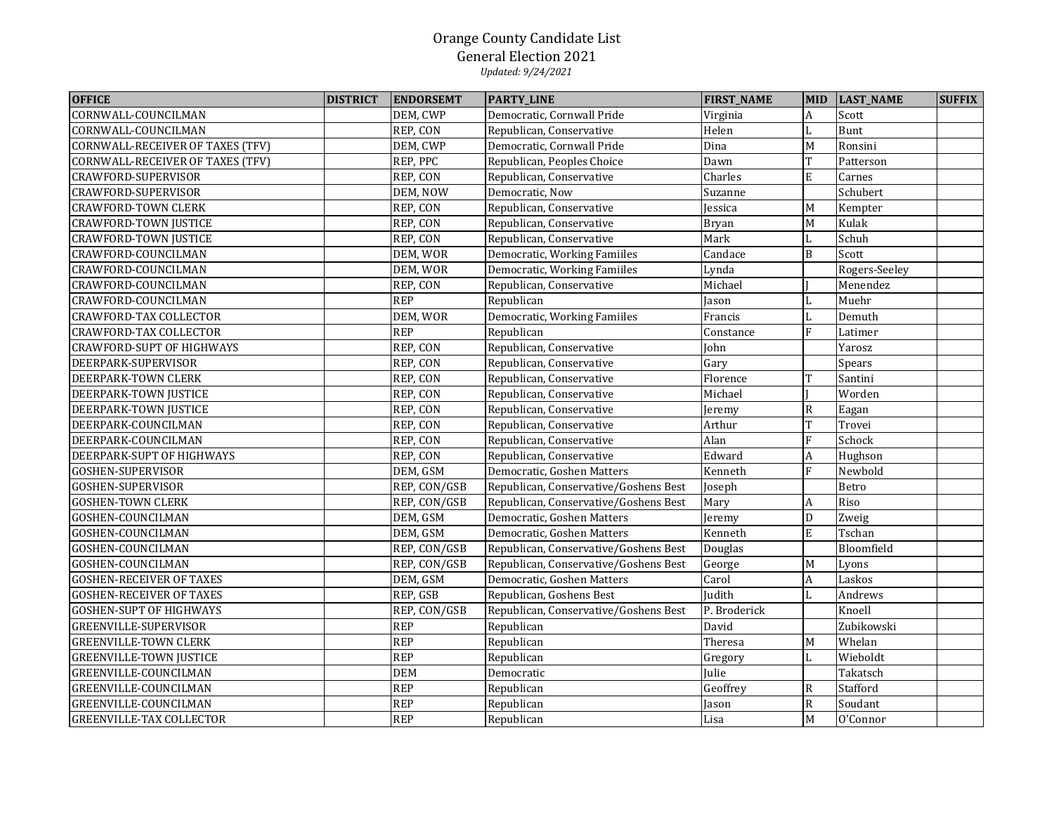# Orange County Candidate List
## General Election 2021
*Updated: 9/24/2021*

| OFFICE | DISTRICT | ENDORSEMT | PARTY_LINE | FIRST_NAME | MID | LAST_NAME | SUFFIX |
|---|---|---|---|---|---|---|---|
| CORNWALL-COUNCILMAN | | DEM, CWP | Democratic, Cornwall Pride | Virginia | A | Scott | |
| CORNWALL-COUNCILMAN | | REP, CON | Republican, Conservative | Helen | L | Bunt | |
| CORNWALL-RECEIVER OF TAXES (TFV) | | DEM, CWP | Democratic, Cornwall Pride | Dina | M | Ronsini | |
| CORNWALL-RECEIVER OF TAXES (TFV) | | REP, PPC | Republican, Peoples Choice | Dawn | T | Patterson | |
| CRAWFORD-SUPERVISOR | | REP, CON | Republican, Conservative | Charles | E | Carnes | |
| CRAWFORD-SUPERVISOR | | DEM, NOW | Democratic, Now | Suzanne | | Schubert | |
| CRAWFORD-TOWN CLERK | | REP, CON | Republican, Conservative | Jessica | M | Kempter | |
| CRAWFORD-TOWN JUSTICE | | REP, CON | Republican, Conservative | Bryan | M | Kulak | |
| CRAWFORD-TOWN JUSTICE | | REP, CON | Republican, Conservative | Mark | L | Schuh | |
| CRAWFORD-COUNCILMAN | | DEM, WOR | Democratic, Working Famiiles | Candace | B | Scott | |
| CRAWFORD-COUNCILMAN | | DEM, WOR | Democratic, Working Famiiles | Lynda | | Rogers-Seeley | |
| CRAWFORD-COUNCILMAN | | REP, CON | Republican, Conservative | Michael | J | Menendez | |
| CRAWFORD-COUNCILMAN | | REP | Republican | Jason | L | Muehr | |
| CRAWFORD-TAX COLLECTOR | | DEM, WOR | Democratic, Working Famiiles | Francis | L | Demuth | |
| CRAWFORD-TAX COLLECTOR | | REP | Republican | Constance | F | Latimer | |
| CRAWFORD-SUPT OF HIGHWAYS | | REP, CON | Republican, Conservative | John | | Yarosz | |
| DEERPARK-SUPERVISOR | | REP, CON | Republican, Conservative | Gary | | Spears | |
| DEERPARK-TOWN CLERK | | REP, CON | Republican, Conservative | Florence | T | Santini | |
| DEERPARK-TOWN JUSTICE | | REP, CON | Republican, Conservative | Michael | J | Worden | |
| DEERPARK-TOWN JUSTICE | | REP, CON | Republican, Conservative | Jeremy | R | Eagan | |
| DEERPARK-COUNCILMAN | | REP, CON | Republican, Conservative | Arthur | T | Trovei | |
| DEERPARK-COUNCILMAN | | REP, CON | Republican, Conservative | Alan | F | Schock | |
| DEERPARK-SUPT OF HIGHWAYS | | REP, CON | Republican, Conservative | Edward | A | Hughson | |
| GOSHEN-SUPERVISOR | | DEM, GSM | Democratic, Goshen Matters | Kenneth | F | Newbold | |
| GOSHEN-SUPERVISOR | | REP, CON/GSB | Republican, Conservative/Goshens Best | Joseph | | Betro | |
| GOSHEN-TOWN CLERK | | REP, CON/GSB | Republican, Conservative/Goshens Best | Mary | A | Riso | |
| GOSHEN-COUNCILMAN | | DEM, GSM | Democratic, Goshen Matters | Jeremy | D | Zweig | |
| GOSHEN-COUNCILMAN | | DEM, GSM | Democratic, Goshen Matters | Kenneth | E | Tschan | |
| GOSHEN-COUNCILMAN | | REP, CON/GSB | Republican, Conservative/Goshens Best | Douglas | | Bloomfield | |
| GOSHEN-COUNCILMAN | | REP, CON/GSB | Republican, Conservative/Goshens Best | George | M | Lyons | |
| GOSHEN-RECEIVER OF TAXES | | DEM, GSM | Democratic, Goshen Matters | Carol | A | Laskos | |
| GOSHEN-RECEIVER OF TAXES | | REP, GSB | Republican, Goshens Best | Judith | L | Andrews | |
| GOSHEN-SUPT OF HIGHWAYS | | REP, CON/GSB | Republican, Conservative/Goshens Best | P. Broderick | | Knoell | |
| GREENVILLE-SUPERVISOR | | REP | Republican | David | | Zubikowski | |
| GREENVILLE-TOWN CLERK | | REP | Republican | Theresa | M | Whelan | |
| GREENVILLE-TOWN JUSTICE | | REP | Republican | Gregory | L | Wieboldt | |
| GREENVILLE-COUNCILMAN | | DEM | Democratic | Julie | | Takatsch | |
| GREENVILLE-COUNCILMAN | | REP | Republican | Geoffrey | R | Stafford | |
| GREENVILLE-COUNCILMAN | | REP | Republican | Jason | R | Soudant | |
| GREENVILLE-TAX COLLECTOR | | REP | Republican | Lisa | M | O'Connor | |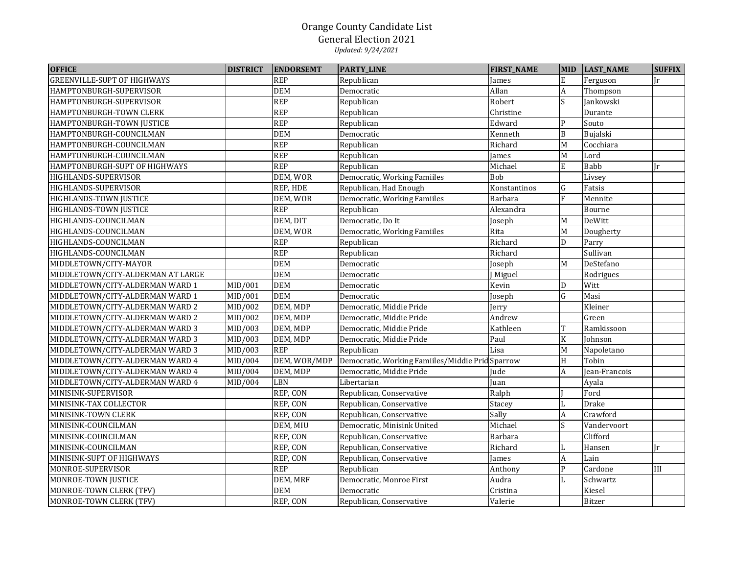# Orange County Candidate List

## General Election 2021

*Updated: 9/24/2021*

| OFFICE | DISTRICT | ENDORSEMT | PARTY_LINE | FIRST_NAME | MID | LAST_NAME | SUFFIX |
|---|---|---|---|---|---|---|---|
| GREENVILLE-SUPT OF HIGHWAYS | | REP | Republican | James | E | Ferguson | Jr |
| HAMPTONBURGH-SUPERVISOR | | DEM | Democratic | Allan | A | Thompson | |
| HAMPTONBURGH-SUPERVISOR | | REP | Republican | Robert | S | Jankowski | |
| HAMPTONBURGH-TOWN CLERK | | REP | Republican | Christine | | Durante | |
| HAMPTONBURGH-TOWN JUSTICE | | REP | Republican | Edward | P | Souto | |
| HAMPTONBURGH-COUNCILMAN | | DEM | Democratic | Kenneth | B | Bujalski | |
| HAMPTONBURGH-COUNCILMAN | | REP | Republican | Richard | M | Cocchiara | |
| HAMPTONBURGH-COUNCILMAN | | REP | Republican | James | M | Lord | |
| HAMPTONBURGH-SUPT OF HIGHWAYS | | REP | Republican | Michael | E | Babb | Jr |
| HIGHLANDS-SUPERVISOR | | DEM, WOR | Democratic, Working Famiiles | Bob | | Livsey | |
| HIGHLANDS-SUPERVISOR | | REP, HDE | Republican, Had Enough | Konstantinos | G | Fatsis | |
| HIGHLANDS-TOWN JUSTICE | | DEM, WOR | Democratic, Working Famiiles | Barbara | F | Mennite | |
| HIGHLANDS-TOWN JUSTICE | | REP | Republican | Alexandra | | Bourne | |
| HIGHLANDS-COUNCILMAN | | DEM, DIT | Democratic, Do It | Joseph | M | DeWitt | |
| HIGHLANDS-COUNCILMAN | | DEM, WOR | Democratic, Working Famiiles | Rita | M | Dougherty | |
| HIGHLANDS-COUNCILMAN | | REP | Republican | Richard | D | Parry | |
| HIGHLANDS-COUNCILMAN | | REP | Republican | Richard | | Sullivan | |
| MIDDLETOWN/CITY-MAYOR | | DEM | Democratic | Joseph | M | DeStefano | |
| MIDDLETOWN/CITY-ALDERMAN AT LARGE | | DEM | Democratic | J Miguel | | Rodrigues | |
| MIDDLETOWN/CITY-ALDERMAN WARD 1 | MID/001 | DEM | Democratic | Kevin | D | Witt | |
| MIDDLETOWN/CITY-ALDERMAN WARD 1 | MID/001 | DEM | Democratic | Joseph | G | Masi | |
| MIDDLETOWN/CITY-ALDERMAN WARD 2 | MID/002 | DEM, MDP | Democratic, Middie Pride | Jerry | | Kleiner | |
| MIDDLETOWN/CITY-ALDERMAN WARD 2 | MID/002 | DEM, MDP | Democratic, Middie Pride | Andrew | | Green | |
| MIDDLETOWN/CITY-ALDERMAN WARD 3 | MID/003 | DEM, MDP | Democratic, Middie Pride | Kathleen | T | Ramkissoon | |
| MIDDLETOWN/CITY-ALDERMAN WARD 3 | MID/003 | DEM, MDP | Democratic, Middie Pride | Paul | K | Johnson | |
| MIDDLETOWN/CITY-ALDERMAN WARD 3 | MID/003 | REP | Republican | Lisa | M | Napoletano | |
| MIDDLETOWN/CITY-ALDERMAN WARD 4 | MID/004 | DEM, WOR/MDP | Democratic, Working Famiiles/Middie Prid | Sparrow | H | Tobin | |
| MIDDLETOWN/CITY-ALDERMAN WARD 4 | MID/004 | DEM, MDP | Democratic, Middie Pride | Jude | A | Jean-Francois | |
| MIDDLETOWN/CITY-ALDERMAN WARD 4 | MID/004 | LBN | Libertarian | Juan | | Ayala | |
| MINISINK-SUPERVISOR | | REP, CON | Republican, Conservative | Ralph | J | Ford | |
| MINISINK-TAX COLLECTOR | | REP, CON | Republican, Conservative | Stacey | L | Drake | |
| MINISINK-TOWN CLERK | | REP, CON | Republican, Conservative | Sally | A | Crawford | |
| MINISINK-COUNCILMAN | | DEM, MIU | Democratic, Minisink United | Michael | S | Vandervoort | |
| MINISINK-COUNCILMAN | | REP, CON | Republican, Conservative | Barbara | | Clifford | |
| MINISINK-COUNCILMAN | | REP, CON | Republican, Conservative | Richard | L | Hansen | Jr |
| MINISINK-SUPT OF HIGHWAYS | | REP, CON | Republican, Conservative | James | A | Lain | |
| MONROE-SUPERVISOR | | REP | Republican | Anthony | P | Cardone | III |
| MONROE-TOWN JUSTICE | | DEM, MRF | Democratic, Monroe First | Audra | L | Schwartz | |
| MONROE-TOWN CLERK (TFV) | | DEM | Democratic | Cristina | | Kiesel | |
| MONROE-TOWN CLERK (TFV) | | REP, CON | Republican, Conservative | Valerie | | Bitzer | |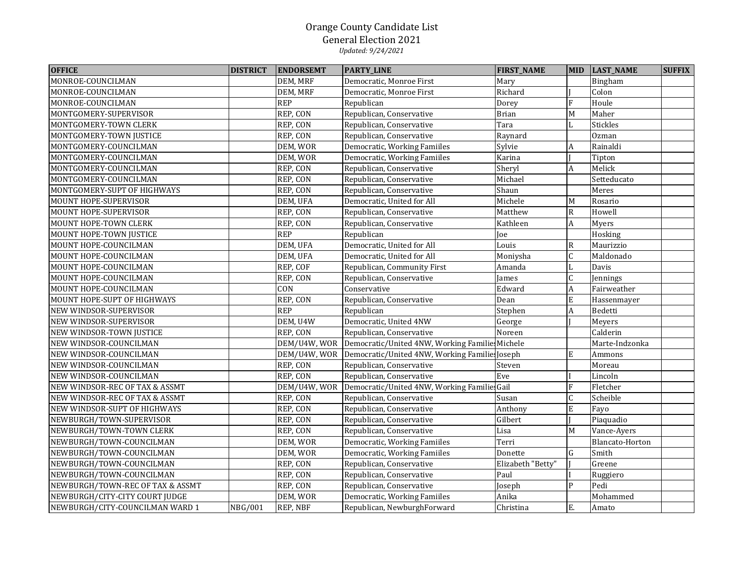Orange County Candidate List

General Election 2021

*Updated: 9/24/2021*

| OFFICE | DISTRICT | ENDORSEMT | PARTY_LINE | FIRST_NAME | MID | LAST_NAME | SUFFIX |
|---|---|---|---|---|---|---|---|
| MONROE-COUNCILMAN | | DEM, MRF | Democratic, Monroe First | Mary | | Bingham | |
| MONROE-COUNCILMAN | | DEM, MRF | Democratic, Monroe First | Richard | J | Colon | |
| MONROE-COUNCILMAN | | REP | Republican | Dorey | F | Houle | |
| MONTGOMERY-SUPERVISOR | | REP, CON | Republican, Conservative | Brian | M | Maher | |
| MONTGOMERY-TOWN CLERK | | REP, CON | Republican, Conservative | Tara | L | Stickles | |
| MONTGOMERY-TOWN JUSTICE | | REP, CON | Republican, Conservative | Raynard | | Ozman | |
| MONTGOMERY-COUNCILMAN | | DEM, WOR | Democratic, Working Famiiles | Sylvie | A | Rainaldi | |
| MONTGOMERY-COUNCILMAN | | DEM, WOR | Democratic, Working Famiiles | Karina | J | Tipton | |
| MONTGOMERY-COUNCILMAN | | REP, CON | Republican, Conservative | Sheryl | A | Melick | |
| MONTGOMERY-COUNCILMAN | | REP, CON | Republican, Conservative | Michael | | Setteducato | |
| MONTGOMERY-SUPT OF HIGHWAYS | | REP, CON | Republican, Conservative | Shaun | | Meres | |
| MOUNT HOPE-SUPERVISOR | | DEM, UFA | Democratic, United for All | Michele | M | Rosario | |
| MOUNT HOPE-SUPERVISOR | | REP, CON | Republican, Conservative | Matthew | R | Howell | |
| MOUNT HOPE-TOWN CLERK | | REP, CON | Republican, Conservative | Kathleen | A | Myers | |
| MOUNT HOPE-TOWN JUSTICE | | REP | Republican | Joe | | Hosking | |
| MOUNT HOPE-COUNCILMAN | | DEM, UFA | Democratic, United for All | Louis | R | Maurizzio | |
| MOUNT HOPE-COUNCILMAN | | DEM, UFA | Democratic, United for All | Moniysha | C | Maldonado | |
| MOUNT HOPE-COUNCILMAN | | REP, COF | Republican, Community First | Amanda | L | Davis | |
| MOUNT HOPE-COUNCILMAN | | REP, CON | Republican, Conservative | James | C | Jennings | |
| MOUNT HOPE-COUNCILMAN | | CON | Conservative | Edward | A | Fairweather | |
| MOUNT HOPE-SUPT OF HIGHWAYS | | REP, CON | Republican, Conservative | Dean | E | Hassenmayer | |
| NEW WINDSOR-SUPERVISOR | | REP | Republican | Stephen | A | Bedetti | |
| NEW WINDSOR-SUPERVISOR | | DEM, U4W | Democratic, United 4NW | George | J | Meyers | |
| NEW WINDSOR-TOWN JUSTICE | | REP, CON | Republican, Conservative | Noreen | | Calderin | |
| NEW WINDSOR-COUNCILMAN | | DEM/U4W, WOR | Democratic/United 4NW, Working Families | Michele | | Marte-Indzonka | |
| NEW WINDSOR-COUNCILMAN | | DEM/U4W, WOR | Democratic/United 4NW, Working Families | Joseph | E | Ammons | |
| NEW WINDSOR-COUNCILMAN | | REP, CON | Republican, Conservative | Steven | | Moreau | |
| NEW WINDSOR-COUNCILMAN | | REP, CON | Republican, Conservative | Eve | I | Lincoln | |
| NEW WINDSOR-REC OF TAX & ASSMT | | DEM/U4W, WOR | Democratic/United 4NW, Working Families | Gail | F | Fletcher | |
| NEW WINDSOR-REC OF TAX & ASSMT | | REP, CON | Republican, Conservative | Susan | C | Scheible | |
| NEW WINDSOR-SUPT OF HIGHWAYS | | REP, CON | Republican, Conservative | Anthony | E | Fayo | |
| NEWBURGH/TOWN-SUPERVISOR | | REP, CON | Republican, Conservative | Gilbert | J | Piaquadio | |
| NEWBURGH/TOWN-TOWN CLERK | | REP, CON | Republican, Conservative | Lisa | M | Vance-Ayers | |
| NEWBURGH/TOWN-COUNCILMAN | | DEM, WOR | Democratic, Working Famiiles | Terri | | Blancato-Horton | |
| NEWBURGH/TOWN-COUNCILMAN | | DEM, WOR | Democratic, Working Famiiles | Donette | G | Smith | |
| NEWBURGH/TOWN-COUNCILMAN | | REP, CON | Republican, Conservative | Elizabeth "Betty" | J | Greene | |
| NEWBURGH/TOWN-COUNCILMAN | | REP, CON | Republican, Conservative | Paul | I | Ruggiero | |
| NEWBURGH/TOWN-REC OF TAX & ASSMT | | REP, CON | Republican, Conservative | Joseph | P | Pedi | |
| NEWBURGH/CITY-CITY COURT JUDGE | | DEM, WOR | Democratic, Working Famiiles | Anika | | Mohammed | |
| NEWBURGH/CITY-COUNCILMAN WARD 1 | NBG/001 | REP, NBF | Republican, NewburghForward | Christina | E. | Amato | |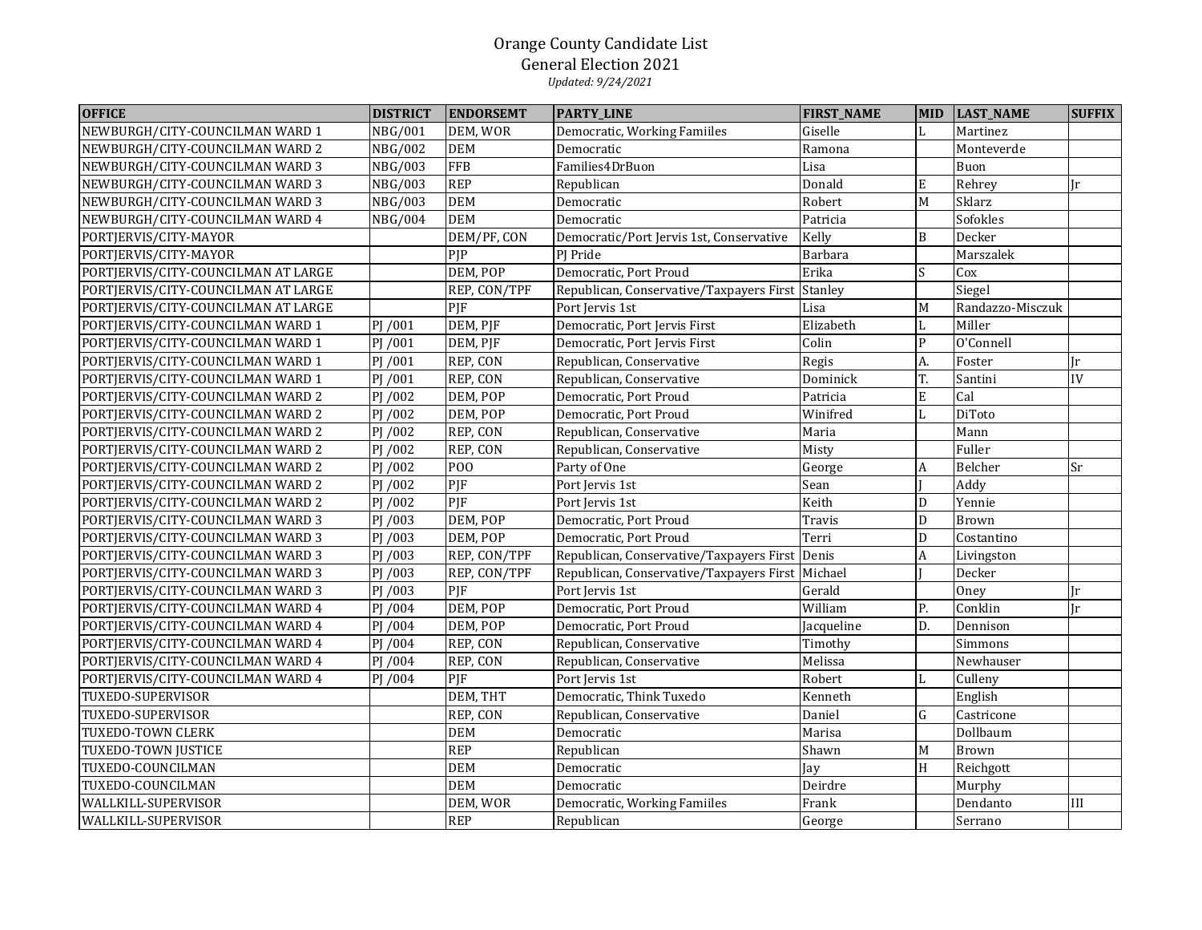# Orange County Candidate List

## General Election 2021

*Updated: 9/24/2021*

| OFFICE | DISTRICT | ENDORSEMT | PARTY_LINE | FIRST_NAME | MID | LAST_NAME | SUFFIX |
|---|---|---|---|---|---|---|---|
| NEWBURGH/CITY-COUNCILMAN WARD 1 | NBG/001 | DEM, WOR | Democratic, Working Famiiles | Giselle | L | Martinez | |
| NEWBURGH/CITY-COUNCILMAN WARD 2 | NBG/002 | DEM | Democratic | Ramona | | Monteverde | |
| NEWBURGH/CITY-COUNCILMAN WARD 3 | NBG/003 | FFB | Families4DrBuon | Lisa | | Buon | |
| NEWBURGH/CITY-COUNCILMAN WARD 3 | NBG/003 | REP | Republican | Donald | E | Rehrey | Jr |
| NEWBURGH/CITY-COUNCILMAN WARD 3 | NBG/003 | DEM | Democratic | Robert | M | Sklarz | |
| NEWBURGH/CITY-COUNCILMAN WARD 4 | NBG/004 | DEM | Democratic | Patricia | | Sofokles | |
| PORTJERVIS/CITY-MAYOR | | DEM/PF, CON | Democratic/Port Jervis 1st, Conservative | Kelly | B | Decker | |
| PORTJERVIS/CITY-MAYOR | | PJP | PJ Pride | Barbara | | Marszalek | |
| PORTJERVIS/CITY-COUNCILMAN AT LARGE | | DEM, POP | Democratic, Port Proud | Erika | S | Cox | |
| PORTJERVIS/CITY-COUNCILMAN AT LARGE | | REP, CON/TPF | Republican, Conservative/Taxpayers First | Stanley | | Siegel | |
| PORTJERVIS/CITY-COUNCILMAN AT LARGE | | PJF | Port Jervis 1st | Lisa | M | Randazzo-Misczuk | |
| PORTJERVIS/CITY-COUNCILMAN WARD 1 | PJ /001 | DEM, PJF | Democratic, Port Jervis First | Elizabeth | L | Miller | |
| PORTJERVIS/CITY-COUNCILMAN WARD 1 | PJ /001 | DEM, PJF | Democratic, Port Jervis First | Colin | P | O'Connell | |
| PORTJERVIS/CITY-COUNCILMAN WARD 1 | PJ /001 | REP, CON | Republican, Conservative | Regis | A. | Foster | Jr |
| PORTJERVIS/CITY-COUNCILMAN WARD 1 | PJ /001 | REP, CON | Republican, Conservative | Dominick | T. | Santini | IV |
| PORTJERVIS/CITY-COUNCILMAN WARD 2 | PJ /002 | DEM, POP | Democratic, Port Proud | Patricia | E | Cal | |
| PORTJERVIS/CITY-COUNCILMAN WARD 2 | PJ /002 | DEM, POP | Democratic, Port Proud | Winifred | L | DiToto | |
| PORTJERVIS/CITY-COUNCILMAN WARD 2 | PJ /002 | REP, CON | Republican, Conservative | Maria | | Mann | |
| PORTJERVIS/CITY-COUNCILMAN WARD 2 | PJ /002 | REP, CON | Republican, Conservative | Misty | | Fuller | |
| PORTJERVIS/CITY-COUNCILMAN WARD 2 | PJ /002 | POO | Party of One | George | A | Belcher | Sr |
| PORTJERVIS/CITY-COUNCILMAN WARD 2 | PJ /002 | PJF | Port Jervis 1st | Sean | J | Addy | |
| PORTJERVIS/CITY-COUNCILMAN WARD 2 | PJ /002 | PJF | Port Jervis 1st | Keith | D | Yennie | |
| PORTJERVIS/CITY-COUNCILMAN WARD 3 | PJ /003 | DEM, POP | Democratic, Port Proud | Travis | D | Brown | |
| PORTJERVIS/CITY-COUNCILMAN WARD 3 | PJ /003 | DEM, POP | Democratic, Port Proud | Terri | D | Costantino | |
| PORTJERVIS/CITY-COUNCILMAN WARD 3 | PJ /003 | REP, CON/TPF | Republican, Conservative/Taxpayers First | Denis | A | Livingston | |
| PORTJERVIS/CITY-COUNCILMAN WARD 3 | PJ /003 | REP, CON/TPF | Republican, Conservative/Taxpayers First | Michael | J | Decker | |
| PORTJERVIS/CITY-COUNCILMAN WARD 3 | PJ /003 | PJF | Port Jervis 1st | Gerald | | Oney | Jr |
| PORTJERVIS/CITY-COUNCILMAN WARD 4 | PJ /004 | DEM, POP | Democratic, Port Proud | William | P. | Conklin | Jr |
| PORTJERVIS/CITY-COUNCILMAN WARD 4 | PJ /004 | DEM, POP | Democratic, Port Proud | Jacqueline | D. | Dennison | |
| PORTJERVIS/CITY-COUNCILMAN WARD 4 | PJ /004 | REP, CON | Republican, Conservative | Timothy | | Simmons | |
| PORTJERVIS/CITY-COUNCILMAN WARD 4 | PJ /004 | REP, CON | Republican, Conservative | Melissa | | Newhauser | |
| PORTJERVIS/CITY-COUNCILMAN WARD 4 | PJ /004 | PJF | Port Jervis 1st | Robert | L | Culleny | |
| TUXEDO-SUPERVISOR | | DEM, THT | Democratic, Think Tuxedo | Kenneth | | English | |
| TUXEDO-SUPERVISOR | | REP, CON | Republican, Conservative | Daniel | G | Castricone | |
| TUXEDO-TOWN CLERK | | DEM | Democratic | Marisa | | Dollbaum | |
| TUXEDO-TOWN JUSTICE | | REP | Republican | Shawn | M | Brown | |
| TUXEDO-COUNCILMAN | | DEM | Democratic | Jay | H | Reichgott | |
| TUXEDO-COUNCILMAN | | DEM | Democratic | Deirdre | | Murphy | |
| WALLKILL-SUPERVISOR | | DEM, WOR | Democratic, Working Famiiles | Frank | | Dendanto | III |
| WALLKILL-SUPERVISOR | | REP | Republican | George | | Serrano | |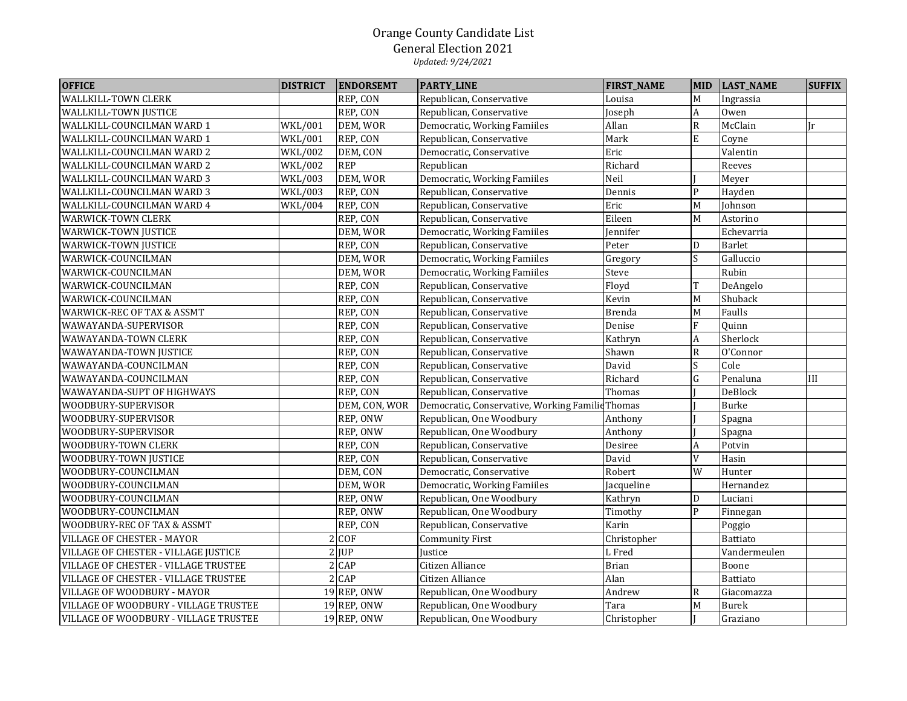Orange County Candidate List
General Election 2021
*Updated: 9/24/2021*

| OFFICE | DISTRICT | ENDORSEMT | PARTY_LINE | FIRST_NAME | MID | LAST_NAME | SUFFIX |
|---|---|---|---|---|---|---|---|
| WALLKILL-TOWN CLERK | | REP, CON | Republican, Conservative | Louisa | M | Ingrassia | |
| WALLKILL-TOWN JUSTICE | | REP, CON | Republican, Conservative | Joseph | A | Owen | |
| WALLKILL-COUNCILMAN WARD 1 | WKL/001 | DEM, WOR | Democratic, Working Famiiles | Allan | R | McClain | Jr |
| WALLKILL-COUNCILMAN WARD 1 | WKL/001 | REP, CON | Republican, Conservative | Mark | E | Coyne | |
| WALLKILL-COUNCILMAN WARD 2 | WKL/002 | DEM, CON | Democratic, Conservative | Eric | | Valentin | |
| WALLKILL-COUNCILMAN WARD 2 | WKL/002 | REP | Republican | Richard | | Reeves | |
| WALLKILL-COUNCILMAN WARD 3 | WKL/003 | DEM, WOR | Democratic, Working Famiiles | Neil | J | Meyer | |
| WALLKILL-COUNCILMAN WARD 3 | WKL/003 | REP, CON | Republican, Conservative | Dennis | P | Hayden | |
| WALLKILL-COUNCILMAN WARD 4 | WKL/004 | REP, CON | Republican, Conservative | Eric | M | Johnson | |
| WARWICK-TOWN CLERK | | REP, CON | Republican, Conservative | Eileen | M | Astorino | |
| WARWICK-TOWN JUSTICE | | DEM, WOR | Democratic, Working Famiiles | Jennifer | | Echevarria | |
| WARWICK-TOWN JUSTICE | | REP, CON | Republican, Conservative | Peter | D | Barlet | |
| WARWICK-COUNCILMAN | | DEM, WOR | Democratic, Working Famiiles | Gregory | S | Galluccio | |
| WARWICK-COUNCILMAN | | DEM, WOR | Democratic, Working Famiiles | Steve | | Rubin | |
| WARWICK-COUNCILMAN | | REP, CON | Republican, Conservative | Floyd | T | DeAngelo | |
| WARWICK-COUNCILMAN | | REP, CON | Republican, Conservative | Kevin | M | Shuback | |
| WARWICK-REC OF TAX & ASSMT | | REP, CON | Republican, Conservative | Brenda | M | Faulls | |
| WAWAYANDA-SUPERVISOR | | REP, CON | Republican, Conservative | Denise | F | Quinn | |
| WAWAYANDA-TOWN CLERK | | REP, CON | Republican, Conservative | Kathryn | A | Sherlock | |
| WAWAYANDA-TOWN JUSTICE | | REP, CON | Republican, Conservative | Shawn | R | O'Connor | |
| WAWAYANDA-COUNCILMAN | | REP, CON | Republican, Conservative | David | S | Cole | |
| WAWAYANDA-COUNCILMAN | | REP, CON | Republican, Conservative | Richard | G | Penaluna | III |
| WAWAYANDA-SUPT OF HIGHWAYS | | REP, CON | Republican, Conservative | Thomas | J | DeBlock | |
| WOODBURY-SUPERVISOR | | DEM, CON, WOR | Democratic, Conservative, Working Familie | Thomas | J | Burke | |
| WOODBURY-SUPERVISOR | | REP, ONW | Republican, One Woodbury | Anthony | J | Spagna | |
| WOODBURY-SUPERVISOR | | REP, ONW | Republican, One Woodbury | Anthony | J | Spagna | |
| WOODBURY-TOWN CLERK | | REP, CON | Republican, Conservative | Desiree | A | Potvin | |
| WOODBURY-TOWN JUSTICE | | REP, CON | Republican, Conservative | David | V | Hasin | |
| WOODBURY-COUNCILMAN | | DEM, CON | Democratic, Conservative | Robert | W | Hunter | |
| WOODBURY-COUNCILMAN | | DEM, WOR | Democratic, Working Famiiles | Jacqueline | | Hernandez | |
| WOODBURY-COUNCILMAN | | REP, ONW | Republican, One Woodbury | Kathryn | D | Luciani | |
| WOODBURY-COUNCILMAN | | REP, ONW | Republican, One Woodbury | Timothy | P | Finnegan | |
| WOODBURY-REC OF TAX & ASSMT | | REP, CON | Republican, Conservative | Karin | | Poggio | |
| VILLAGE OF CHESTER - MAYOR | 2 | COF | Community First | Christopher | | Battiato | |
| VILLAGE OF CHESTER - VILLAGE JUSTICE | 2 | JUP | Justice | L Fred | | Vandermeulen | |
| VILLAGE OF CHESTER - VILLAGE TRUSTEE | 2 | CAP | Citizen Alliance | Brian | | Boone | |
| VILLAGE OF CHESTER - VILLAGE TRUSTEE | 2 | CAP | Citizen Alliance | Alan | | Battiato | |
| VILLAGE OF WOODBURY - MAYOR | 19 | REP, ONW | Republican, One Woodbury | Andrew | R | Giacomazza | |
| VILLAGE OF WOODBURY - VILLAGE TRUSTEE | 19 | REP, ONW | Republican, One Woodbury | Tara | M | Burek | |
| VILLAGE OF WOODBURY - VILLAGE TRUSTEE | 19 | REP, ONW | Republican, One Woodbury | Christopher | J | Graziano | |